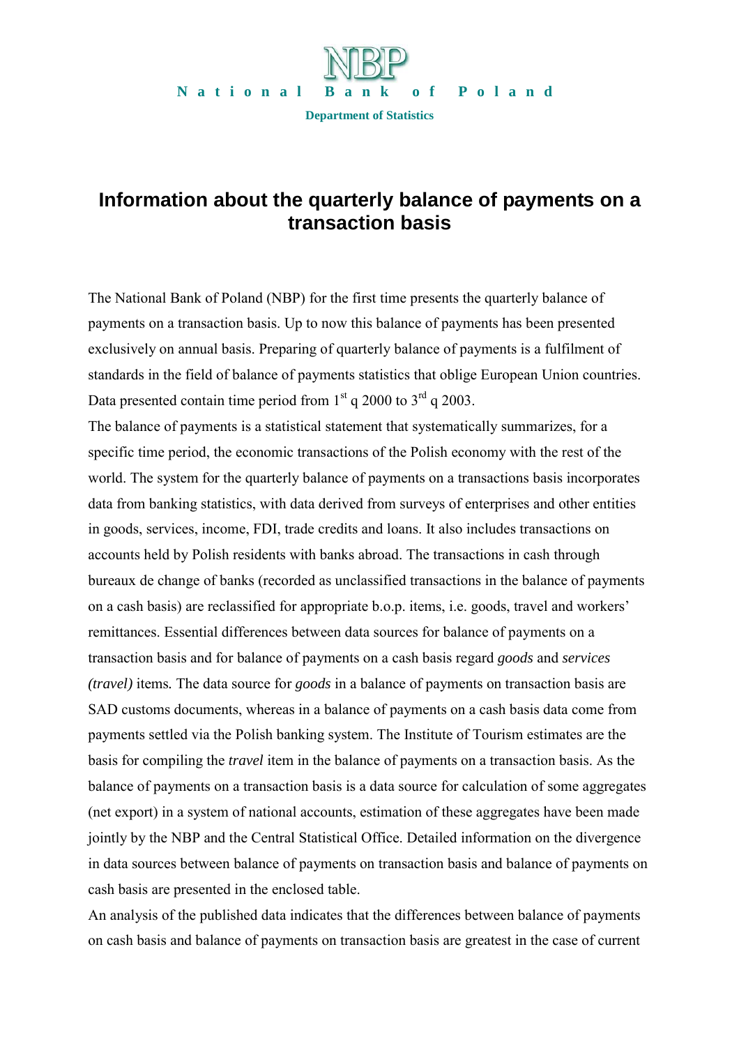NBP

National Bank of Poland

Department of Statistics

# Information about the quarterly balance of payments on a transaction basis

The National Bank of Poland (NBP) for the first time presents the quarterly balance of payments on a transaction basis. Up to now this balance of payments has been presented exclusively on annual basis. Preparing of quarterly balance of payments is a fulfilment of standards in the field of balance of payments statistics that oblige European Union countries. Data presented contain time period from 1st q 2000 to 3rd q 2003.

The balance of payments is a statistical statement that systematically summarizes, for a specific time period, the economic transactions of the Polish economy with the rest of the world. The system for the quarterly balance of payments on a transactions basis incorporates data from banking statistics, with data derived from surveys of enterprises and other entities in goods, services, income, FDI, trade credits and loans. It also includes transactions on accounts held by Polish residents with banks abroad. The transactions in cash through bureaux de change of banks (recorded as unclassified transactions in the balance of payments on a cash basis) are reclassified for appropriate b.o.p. items, i.e. goods, travel and workers' remittances. Essential differences between data sources for balance of payments on a transaction basis and for balance of payments on a cash basis regard *goods* and *services (travel)* items. The data source for *goods* in a balance of payments on transaction basis are SAD customs documents, whereas in a balance of payments on a cash basis data come from payments settled via the Polish banking system. The Institute of Tourism estimates are the basis for compiling the *travel* item in the balance of payments on a transaction basis. As the balance of payments on a transaction basis is a data source for calculation of some aggregates (net export) in a system of national accounts, estimation of these aggregates have been made jointly by the NBP and the Central Statistical Office. Detailed information on the divergence in data sources between balance of payments on transaction basis and balance of payments on cash basis are presented in the enclosed table.

An analysis of the published data indicates that the differences between balance of payments on cash basis and balance of payments on transaction basis are greatest in the case of current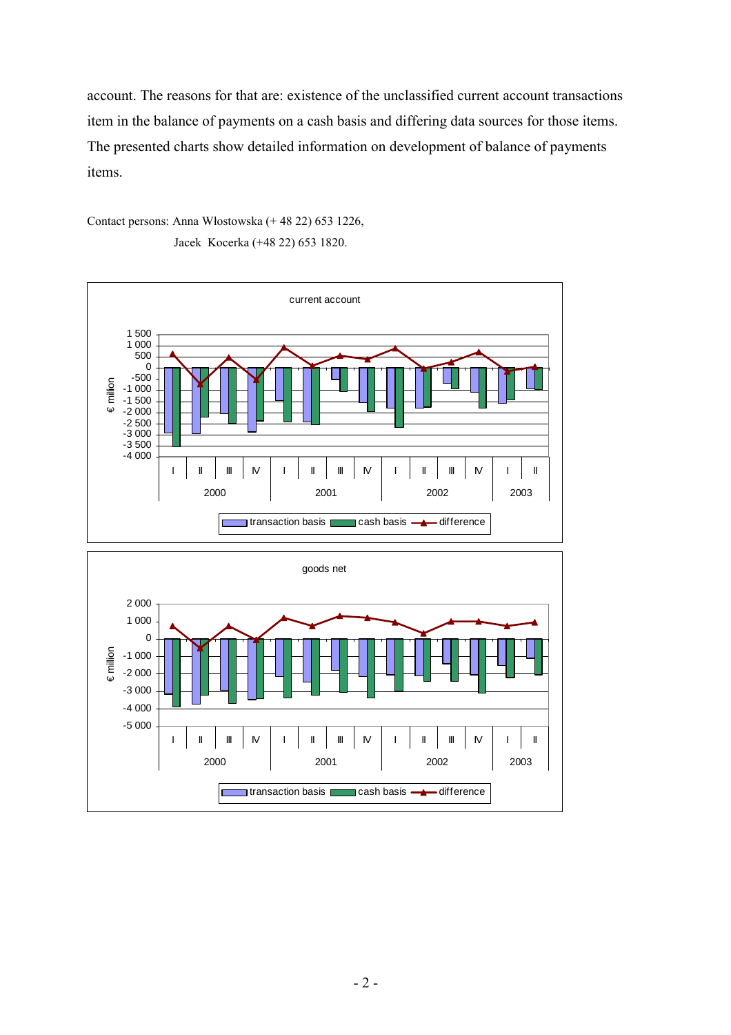account. The reasons for that are: existence of the unclassified current account transactions item in the balance of payments on a cash basis and differing data sources for those items. The presented charts show detailed information on development of balance of payments items.

Contact persons: Anna Włostowska (+ 48 22) 653 1226,
Jacek Kocerka (+48 22) 653 1820.

current account

goods net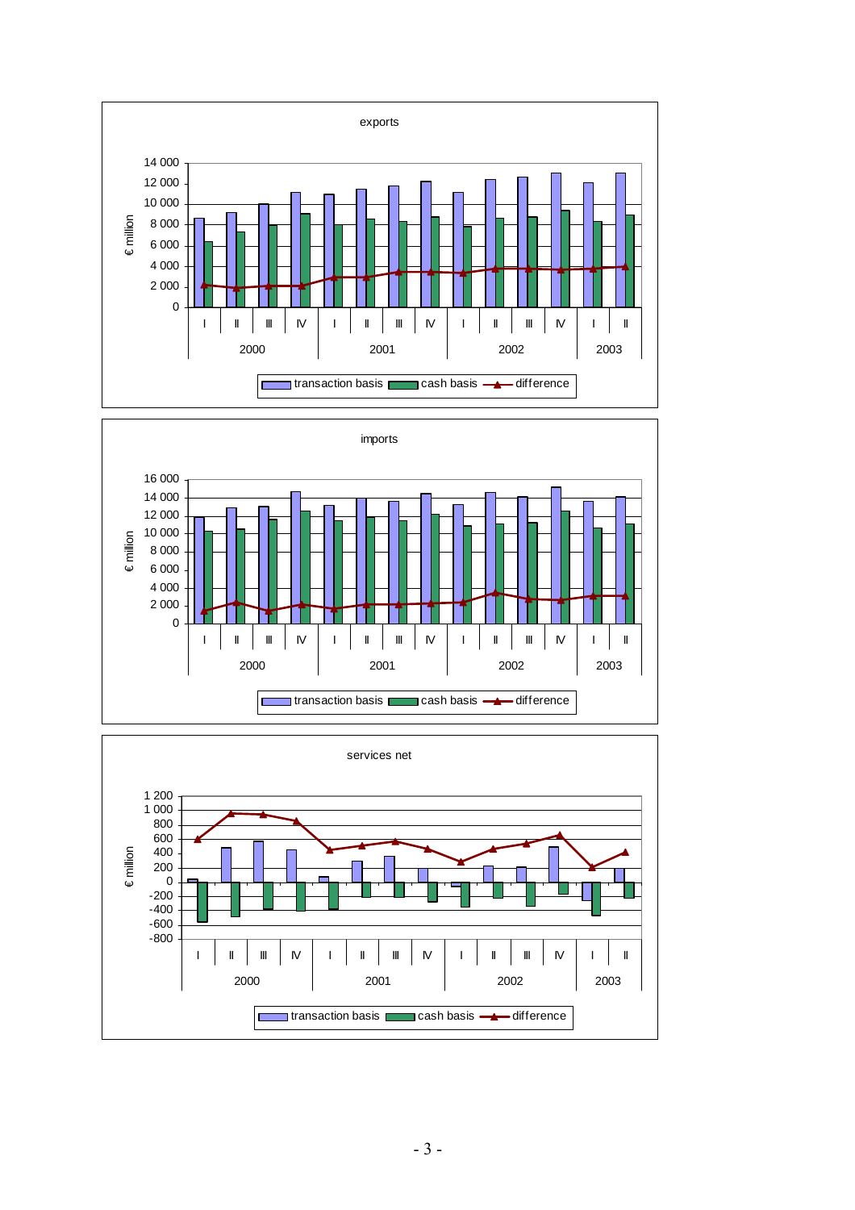exports

€ million

transaction basis, cash basis, difference

imports

€ million

transaction basis, cash basis, difference

services net

€ million

transaction basis, cash basis, difference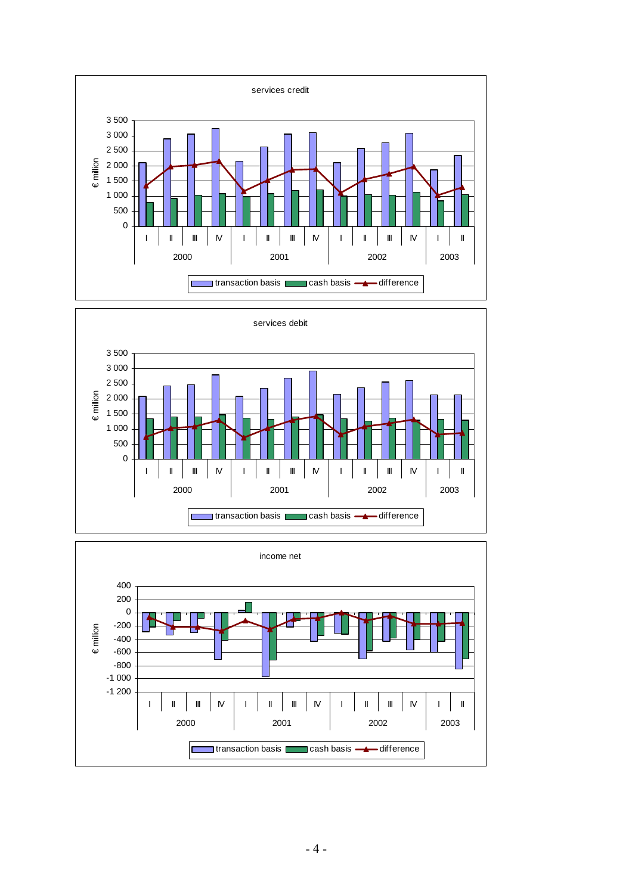services credit

€ million

3 500
3 000
2 500
2 000
1 500
1 000
500
0

I II III IV I II III IV I II III IV I II

2000 2001 2002 2003

transaction basis cash basis difference

services debit

€ million

3 500
3 000
2 500
2 000
1 500
1 000
500
0

I II III IV I II III IV I II III IV I II

2000 2001 2002 2003

transaction basis cash basis difference

income net

€ million

400
200
0
-200
-400
-600
-800
-1 000
-1 200

I II III IV I II III IV I II III IV I II

2000 2001 2002 2003

transaction basis cash basis difference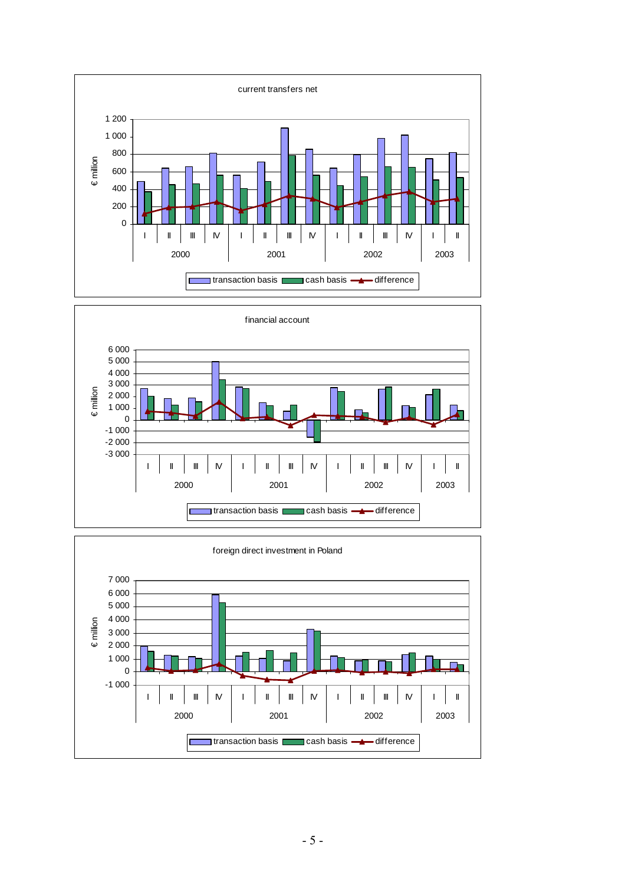current transfers net

€ million

transaction basis | cash basis | difference

financial account

€ million

transaction basis | cash basis | difference

foreign direct investment in Poland

€ million

transaction basis | cash basis | difference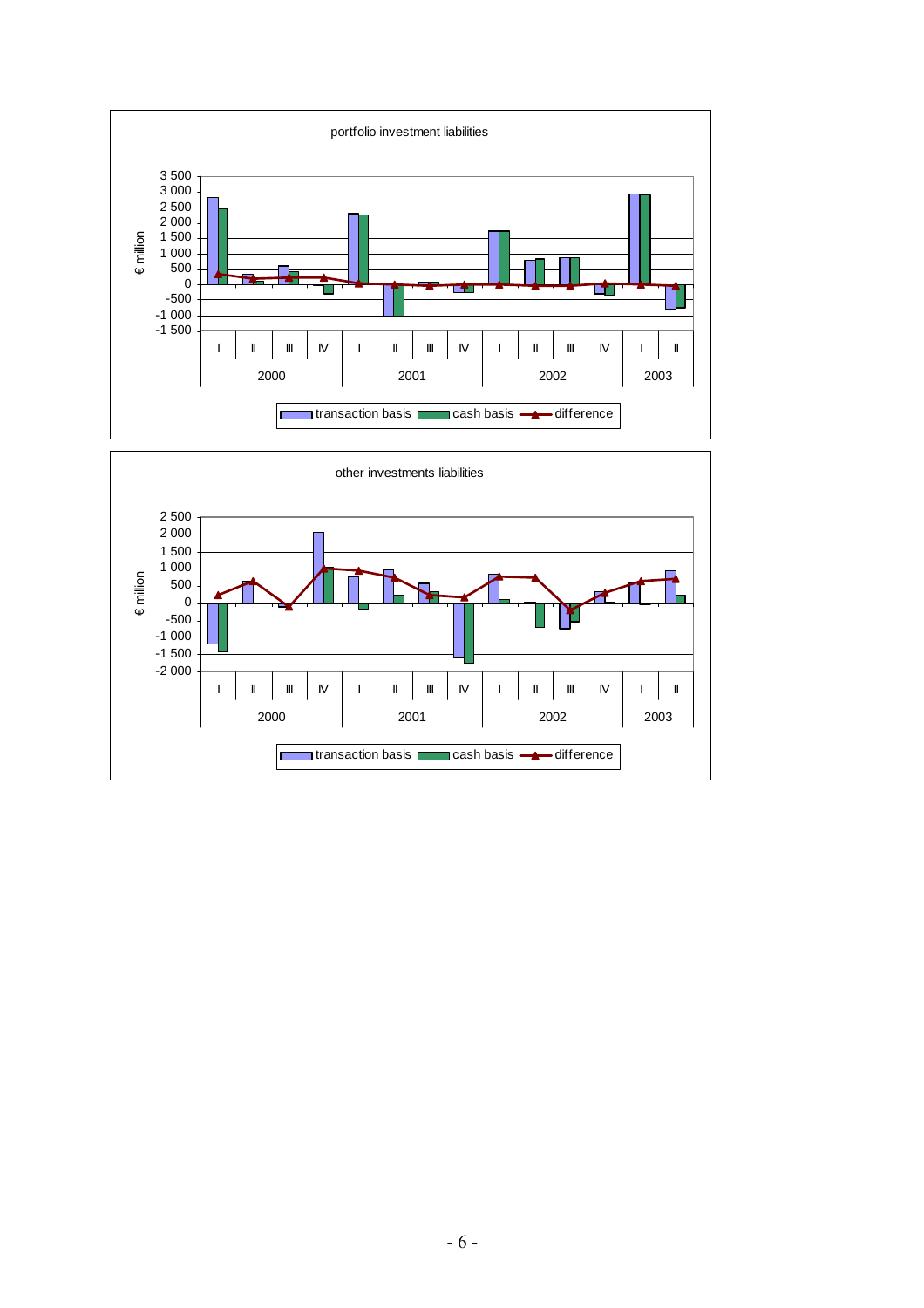portfolio investment liabilities

€ million

3 500
3 000
2 500
2 000
1 500
1 000
500
0
-500
-1 000
-1 500

I II III IV I II III IV I II III IV I II

2000 2001 2002 2003

transaction basis cash basis difference

other investments liabilities

€ million

2 500
2 000
1 500
1 000
500
0
-500
-1 000
-1 500
-2 000

I II III IV I II III IV I II III IV I II

2000 2001 2002 2003

transaction basis cash basis difference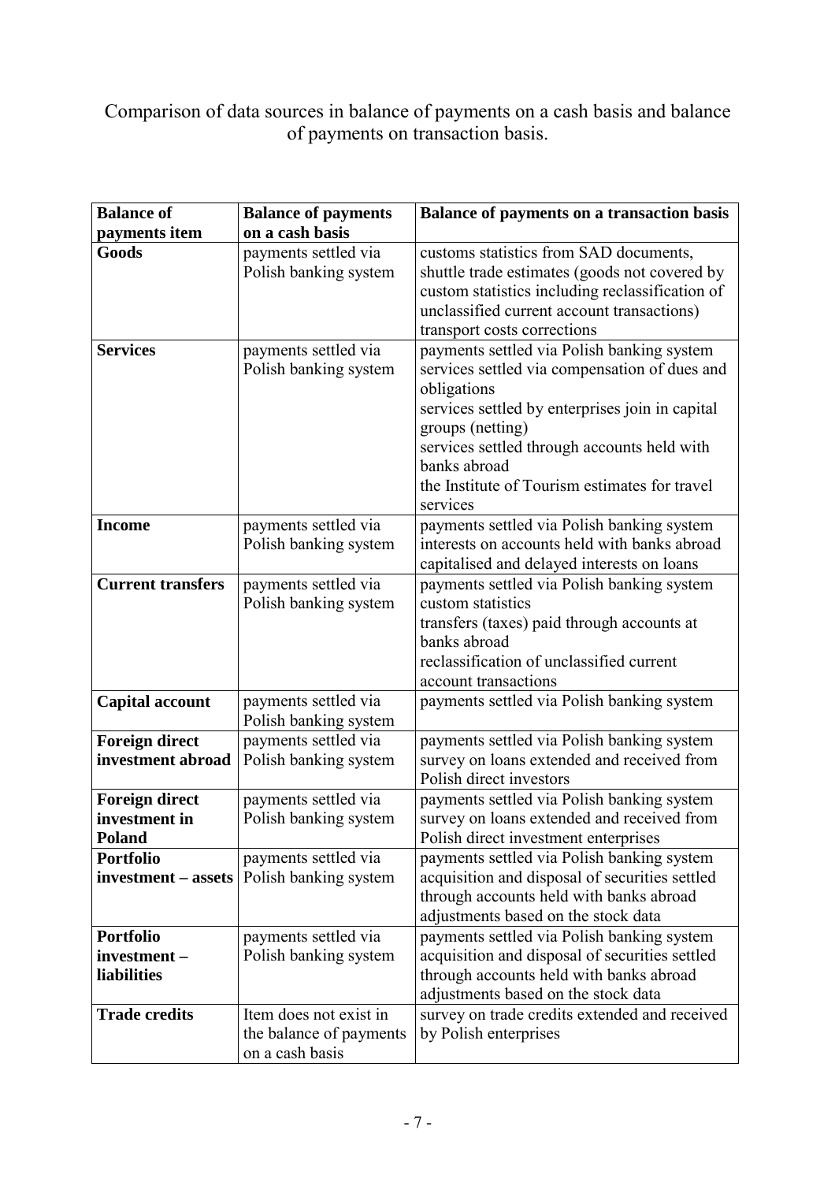# Comparison of data sources in balance of payments on a cash basis and balance of payments on transaction basis.

| Balance of payments item | Balance of payments on a cash basis | Balance of payments on a transaction basis |
|---|---|---|
| **Goods** | payments settled via Polish banking system | customs statistics from SAD documents, shuttle trade estimates (goods not covered by custom statistics including reclassification of unclassified current account transactions) transport costs corrections |
| **Services** | payments settled via Polish banking system | payments settled via Polish banking system services settled via compensation of dues and obligations services settled by enterprises join in capital groups (netting) services settled through accounts held with banks abroad the Institute of Tourism estimates for travel services |
| **Income** | payments settled via Polish banking system | payments settled via Polish banking system interests on accounts held with banks abroad capitalised and delayed interests on loans |
| **Current transfers** | payments settled via Polish banking system | payments settled via Polish banking system custom statistics transfers (taxes) paid through accounts at banks abroad reclassification of unclassified current account transactions |
| **Capital account** | payments settled via Polish banking system | payments settled via Polish banking system |
| **Foreign direct investment abroad** | payments settled via Polish banking system | payments settled via Polish banking system survey on loans extended and received from Polish direct investors |
| **Foreign direct investment in Poland** | payments settled via Polish banking system | payments settled via Polish banking system survey on loans extended and received from Polish direct investment enterprises |
| **Portfolio investment – assets** | payments settled via Polish banking system | payments settled via Polish banking system acquisition and disposal of securities settled through accounts held with banks abroad adjustments based on the stock data |
| **Portfolio investment – liabilities** | payments settled via Polish banking system | payments settled via Polish banking system acquisition and disposal of securities settled through accounts held with banks abroad adjustments based on the stock data |
| **Trade credits** | Item does not exist in the balance of payments on a cash basis | survey on trade credits extended and received by Polish enterprises |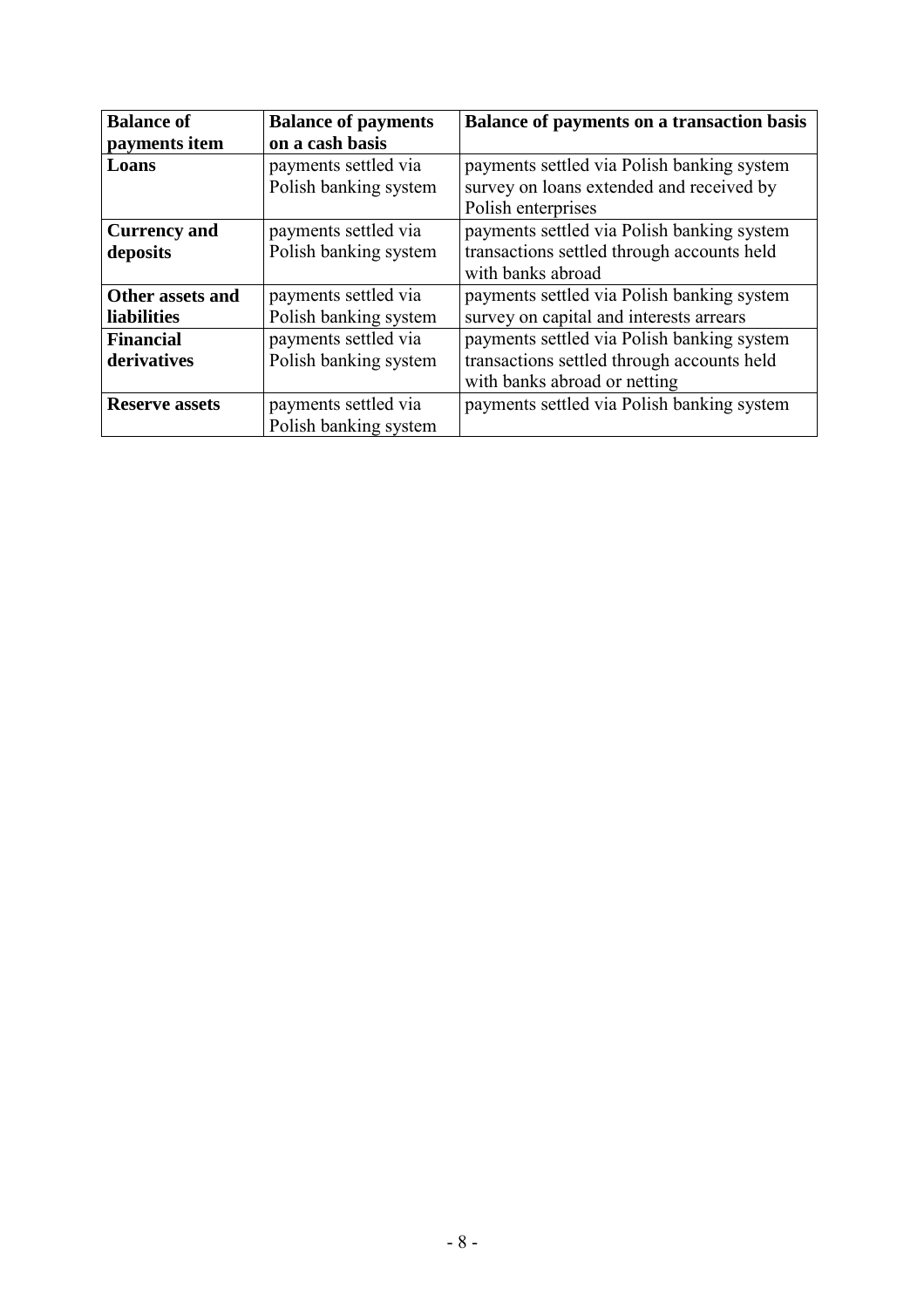| **Balance of payments item** | **Balance of payments on a cash basis** | **Balance of payments on a transaction basis** |
|---|---|---|
| **Loans** | payments settled via Polish banking system | payments settled via Polish banking system survey on loans extended and received by Polish enterprises |
| **Currency and deposits** | payments settled via Polish banking system | payments settled via Polish banking system transactions settled through accounts held with banks abroad |
| **Other assets and liabilities** | payments settled via Polish banking system | payments settled via Polish banking system survey on capital and interests arrears |
| **Financial derivatives** | payments settled via Polish banking system | payments settled via Polish banking system transactions settled through accounts held with banks abroad or netting |
| **Reserve assets** | payments settled via Polish banking system | payments settled via Polish banking system |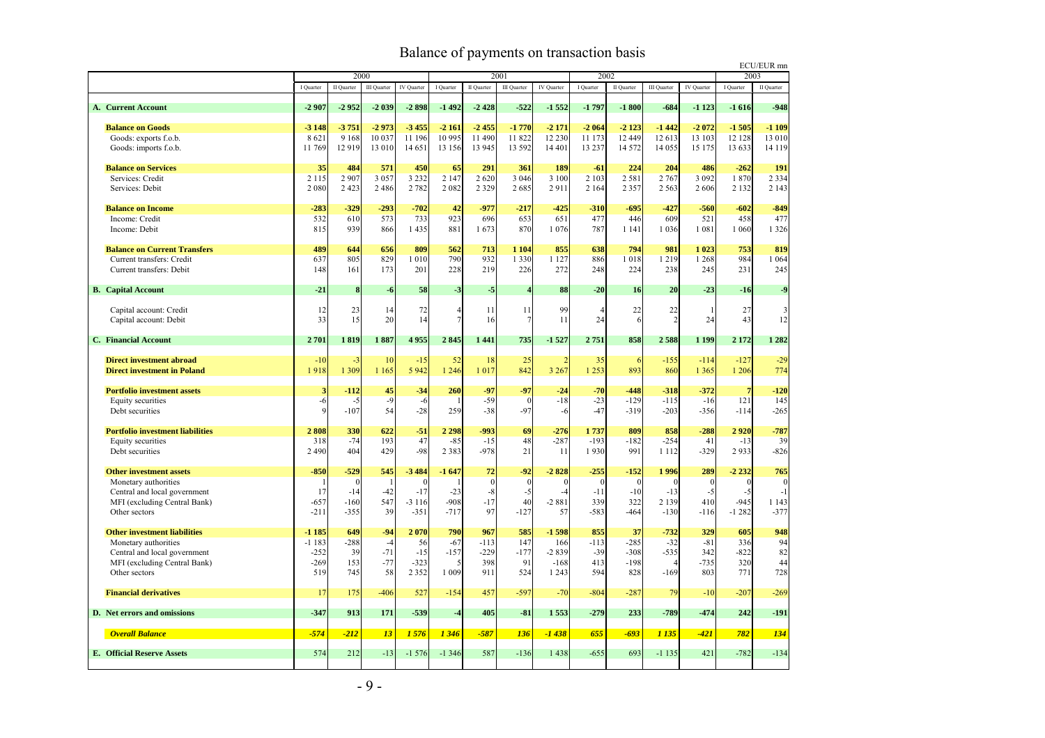# Balance of payments on transaction basis

ECU/EUR mn

| | 2000 | | | | 2001 | | | | 2002 | | | | 2003 | |
|---|---|---|---|---|---|---|---|---|---|---|---|---|---|---|
| | I Quarter | II Quarter | III Quarter | IV Quarter | I Quarter | II Quarter | III Quarter | IV Quarter | I Quarter | II Quarter | III Quarter | IV Quarter | I Quarter | II Quarter |
| **A. Current Account** | **-2 907** | **-2 952** | **-2 039** | **-2 898** | **-1 492** | **-2 428** | **-522** | **-1 552** | **-1 797** | **-1 800** | **-684** | **-1 123** | **-1 616** | **-948** |
| **Balance on Goods** | **-3 148** | **-3 751** | **-2 973** | **-3 455** | **-2 161** | **-2 455** | **-1 770** | **-2 171** | **-2 064** | **-2 123** | **-1 442** | **-2 072** | **-1 505** | **-1 109** |
| Goods: exports f.o.b. | 8 621 | 9 168 | 10 037 | 11 196 | 10 995 | 11 490 | 11 822 | 12 230 | 11 173 | 12 449 | 12 613 | 13 103 | 12 128 | 13 010 |
| Goods: imports f.o.b. | 11 769 | 12 919 | 13 010 | 14 651 | 13 156 | 13 945 | 13 592 | 14 401 | 13 237 | 14 572 | 14 055 | 15 175 | 13 633 | 14 119 |
| **Balance on Services** | **35** | **484** | **571** | **450** | **65** | **291** | **361** | **189** | **-61** | **224** | **204** | **486** | **-262** | **191** |
| Services: Credit | 2 115 | 2 907 | 3 057 | 3 232 | 2 147 | 2 620 | 3 046 | 3 100 | 2 103 | 2 581 | 2 767 | 3 092 | 1 870 | 2 334 |
| Services: Debit | 2 080 | 2 423 | 2 486 | 2 782 | 2 082 | 2 329 | 2 685 | 2 911 | 2 164 | 2 357 | 2 563 | 2 606 | 2 132 | 2 143 |
| **Balance on Income** | **-283** | **-329** | **-293** | **-702** | **42** | **-977** | **-217** | **-425** | **-310** | **-695** | **-427** | **-560** | **-602** | **-849** |
| Income: Credit | 532 | 610 | 573 | 733 | 923 | 696 | 653 | 651 | 477 | 446 | 609 | 521 | 458 | 477 |
| Income: Debit | 815 | 939 | 866 | 1 435 | 881 | 1 673 | 870 | 1 076 | 787 | 1 141 | 1 036 | 1 081 | 1 060 | 1 326 |
| **Balance on Current Transfers** | **489** | **644** | **656** | **809** | **562** | **713** | **1 104** | **855** | **638** | **794** | **981** | **1 023** | **753** | **819** |
| Current transfers: Credit | 637 | 805 | 829 | 1 010 | 790 | 932 | 1 330 | 1 127 | 886 | 1 018 | 1 219 | 1 268 | 984 | 1 064 |
| Current transfers: Debit | 148 | 161 | 173 | 201 | 228 | 219 | 226 | 272 | 248 | 224 | 238 | 245 | 231 | 245 |
| **B. Capital Account** | **-21** | **8** | **-6** | **58** | **-3** | **-5** | **4** | **88** | **-20** | **16** | **20** | **-23** | **-16** | **-9** |
| Capital account: Credit | 12 | 23 | 14 | 72 | 4 | 11 | 11 | 99 | 4 | 22 | 22 | 1 | 27 | 3 |
| Capital account: Debit | 33 | 15 | 20 | 14 | 7 | 16 | 7 | 11 | 24 | 6 | 2 | 24 | 43 | 12 |
| **C. Financial Account** | **2 701** | **1 819** | **1 887** | **4 955** | **2 845** | **1 441** | **735** | **-1 527** | **2 751** | **858** | **2 588** | **1 199** | **2 172** | **1 282** |
| **Direct investment abroad** | -10 | -3 | 10 | -15 | 52 | 18 | 25 | 2 | 35 | 6 | -155 | -114 | -127 | -29 |
| **Direct investment in Poland** | 1 918 | 1 309 | 1 165 | 5 942 | 1 246 | 1 017 | 842 | 3 267 | 1 253 | 893 | 860 | 1 365 | 1 206 | 774 |
| **Portfolio investment assets** | **3** | **-112** | **45** | **-34** | **260** | **-97** | **-97** | **-24** | **-70** | **-448** | **-318** | **-372** | **7** | **-120** |
| Equity securities | -6 | -5 | -9 | -6 | 1 | -59 | 0 | -18 | -23 | -129 | -115 | -16 | 121 | 145 |
| Debt securities | 9 | -107 | 54 | -28 | 259 | -38 | -97 | -6 | -47 | -319 | -203 | -356 | -114 | -265 |
| **Portfolio investment liabilities** | **2 808** | **330** | **622** | **-51** | **2 298** | **-993** | **69** | **-276** | **1 737** | **809** | **858** | **-288** | **2 920** | **-787** |
| Equity securities | 318 | -74 | 193 | 47 | -85 | -15 | 48 | -287 | -193 | -182 | -254 | 41 | -13 | 39 |
| Debt securities | 2 490 | 404 | 429 | -98 | 2 383 | -978 | 21 | 11 | 1 930 | 991 | 1 112 | -329 | 2 933 | -826 |
| **Other investment assets** | **-850** | **-529** | **545** | **-3 484** | **-1 647** | **72** | **-92** | **-2 828** | **-255** | **-152** | **1 996** | **289** | **-2 232** | **765** |
| Monetary authorities | 1 | 0 | 1 | 0 | 1 | 0 | 0 | 0 | 0 | 0 | 0 | 0 | 0 | 0 |
| Central and local government | 17 | -14 | -42 | -17 | -23 | -8 | -5 | -4 | -11 | -10 | -13 | -5 | -5 | -1 |
| MFI (excluding Central Bank) | -657 | -160 | 547 | -3 116 | -908 | -17 | 40 | -2 881 | 339 | 322 | 2 139 | 410 | -945 | 1 143 |
| Other sectors | -211 | -355 | 39 | -351 | -717 | 97 | -127 | 57 | -583 | -464 | -130 | -116 | -1 282 | -377 |
| **Other investment liabilities** | **-1 185** | **649** | **-94** | **2 070** | **790** | **967** | **585** | **-1 598** | **855** | **37** | **-732** | **329** | **605** | **948** |
| Monetary authorities | -1 183 | -288 | -4 | 56 | -67 | -113 | 147 | 166 | -113 | -285 | -32 | -81 | 336 | 94 |
| Central and local government | -252 | 39 | -71 | -15 | -157 | -229 | -177 | -2 839 | -39 | -308 | -535 | 342 | -822 | 82 |
| MFI (excluding Central Bank) | -269 | 153 | -77 | -323 | 5 | 398 | 91 | -168 | 413 | -198 | 4 | -735 | 320 | 44 |
| Other sectors | 519 | 745 | 58 | 2 352 | 1 009 | 911 | 524 | 1 243 | 594 | 828 | -169 | 803 | 771 | 728 |
| **Financial derivatives** | 17 | 175 | -406 | 527 | -154 | 457 | -597 | -70 | -804 | -287 | 79 | -10 | -207 | -269 |
| **D. Net errors and omissions** | **-347** | **913** | **171** | **-539** | **-4** | **405** | **-81** | **1 553** | **-279** | **233** | **-789** | **-474** | **242** | **-191** |
| ***Overall Balance*** | ***-574*** | ***-212*** | ***13*** | ***1 576*** | ***1 346*** | ***-587*** | ***136*** | ***-1 438*** | ***655*** | ***-693*** | ***1 135*** | ***-421*** | ***782*** | ***134*** |
| **E. Official Reserve Assets** | 574 | 212 | -13 | -1 576 | -1 346 | 587 | -136 | 1 438 | -655 | 693 | -1 135 | 421 | -782 | -134 |